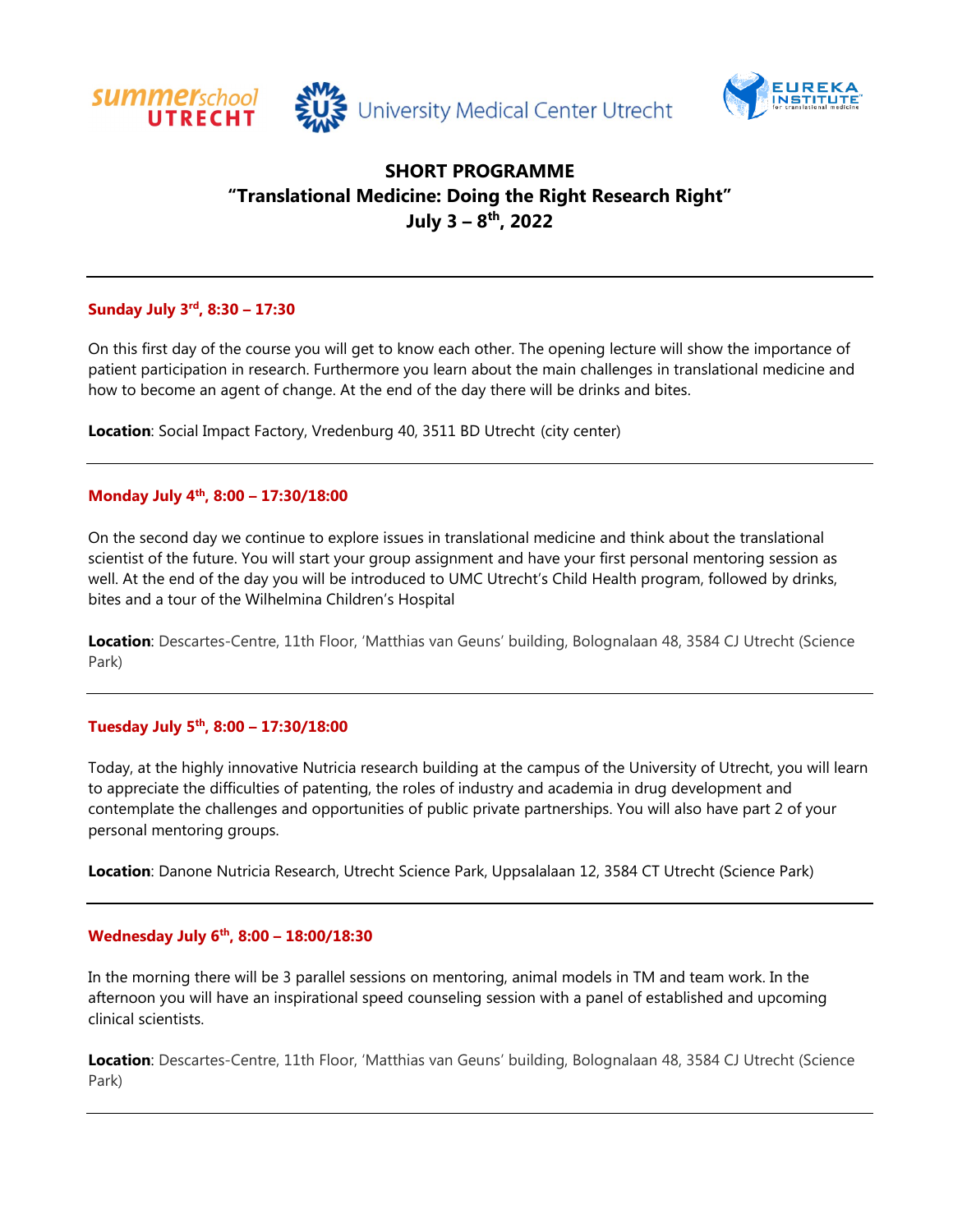# SHORT PROGRAMME

## "Translational Medicine: Doing the Right Research Right"

## July 3 – 8th, 2022

---

### Sunday July 3rd, 8:30 – 17:30

On this first day of the course you will get to know each other. The opening lecture will show the importance of patient participation in research. Furthermore you learn about the main challenges in translational medicine and how to become an agent of change. At the end of the day there will be drinks and bites.

**Location**: Social Impact Factory, Vredenburg 40, 3511 BD Utrecht (city center)

---

### Monday July 4th, 8:00 – 17:30/18:00

On the second day we continue to explore issues in translational medicine and think about the translational scientist of the future. You will start your group assignment and have your first personal mentoring session as well. At the end of the day you will be introduced to UMC Utrecht's Child Health program, followed by drinks, bites and a tour of the Wilhelmina Children's Hospital

**Location**: Descartes-Centre, 11th Floor, 'Matthias van Geuns' building, Bolognalaan 48, 3584 CJ Utrecht (Science Park)

---

### Tuesday July 5th, 8:00 – 17:30/18:00

Today, at the highly innovative Nutricia research building at the campus of the University of Utrecht, you will learn to appreciate the difficulties of patenting, the roles of industry and academia in drug development and contemplate the challenges and opportunities of public private partnerships. You will also have part 2 of your personal mentoring groups.

**Location**: Danone Nutricia Research, Utrecht Science Park, Uppsalalaan 12, 3584 CT Utrecht (Science Park)

---

### Wednesday July 6th, 8:00 – 18:00/18:30

In the morning there will be 3 parallel sessions on mentoring, animal models in TM and team work. In the afternoon you will have an inspirational speed counseling session with a panel of established and upcoming clinical scientists.

**Location**: Descartes-Centre, 11th Floor, 'Matthias van Geuns' building, Bolognalaan 48, 3584 CJ Utrecht (Science Park)

---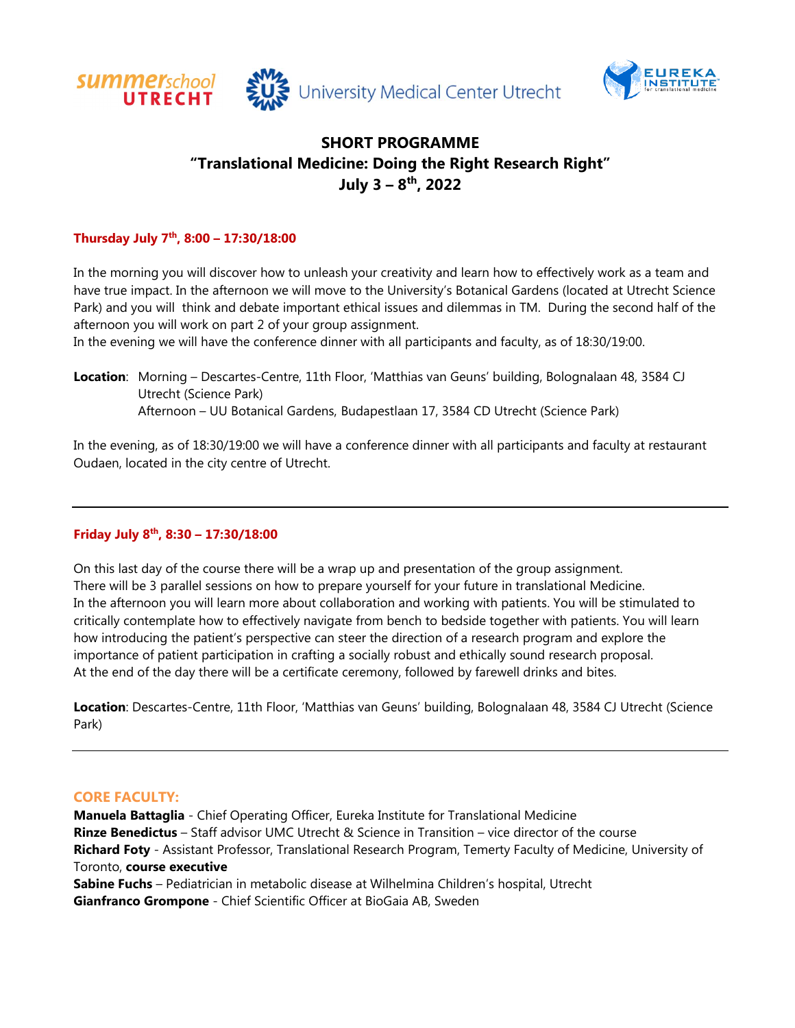# SHORT PROGRAMME
## "Translational Medicine: Doing the Right Research Right"
## July 3 – 8th, 2022

### Thursday July 7th, 8:00 – 17:30/18:00

In the morning you will discover how to unleash your creativity and learn how to effectively work as a team and have true impact. In the afternoon we will move to the University's Botanical Gardens (located at Utrecht Science Park) and you will think and debate important ethical issues and dilemmas in TM. During the second half of the afternoon you will work on part 2 of your group assignment.
In the evening we will have the conference dinner with all participants and faculty, as of 18:30/19:00.

**Location**: Morning – Descartes-Centre, 11th Floor, 'Matthias van Geuns' building, Bolognalaan 48, 3584 CJ Utrecht (Science Park)
Afternoon – UU Botanical Gardens, Budapestlaan 17, 3584 CD Utrecht (Science Park)

In the evening, as of 18:30/19:00 we will have a conference dinner with all participants and faculty at restaurant Oudaen, located in the city centre of Utrecht.

---

### Friday July 8th, 8:30 – 17:30/18:00

On this last day of the course there will be a wrap up and presentation of the group assignment.
There will be 3 parallel sessions on how to prepare yourself for your future in translational Medicine.
In the afternoon you will learn more about collaboration and working with patients. You will be stimulated to critically contemplate how to effectively navigate from bench to bedside together with patients. You will learn how introducing the patient's perspective can steer the direction of a research program and explore the importance of patient participation in crafting a socially robust and ethically sound research proposal.
At the end of the day there will be a certificate ceremony, followed by farewell drinks and bites.

**Location**: Descartes-Centre, 11th Floor, 'Matthias van Geuns' building, Bolognalaan 48, 3584 CJ Utrecht (Science Park)

---

### CORE FACULTY:

**Manuela Battaglia** - Chief Operating Officer, Eureka Institute for Translational Medicine
**Rinze Benedictus** – Staff advisor UMC Utrecht & Science in Transition – vice director of the course
**Richard Foty** - Assistant Professor, Translational Research Program, Temerty Faculty of Medicine, University of Toronto, **course executive**
**Sabine Fuchs** – Pediatrician in metabolic disease at Wilhelmina Children's hospital, Utrecht
**Gianfranco Grompone** - Chief Scientific Officer at BioGaia AB, Sweden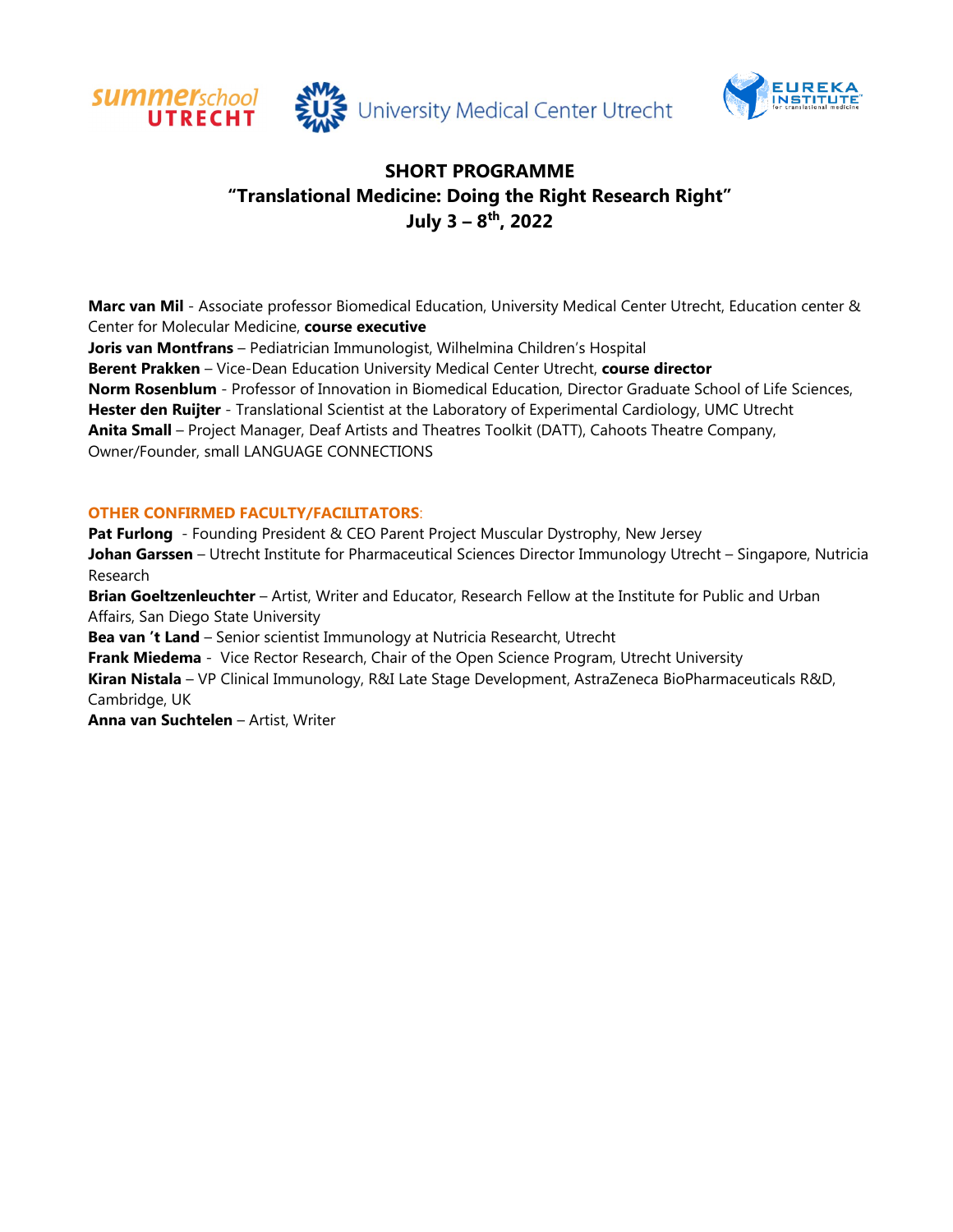## SHORT PROGRAMME
## "Translational Medicine: Doing the Right Research Right"
## July 3 – 8th, 2022

**Marc van Mil** - Associate professor Biomedical Education, University Medical Center Utrecht, Education center & Center for Molecular Medicine, **course executive**
**Joris van Montfrans** – Pediatrician Immunologist, Wilhelmina Children's Hospital
**Berent Prakken** – Vice-Dean Education University Medical Center Utrecht, **course director**
**Norm Rosenblum** - Professor of Innovation in Biomedical Education, Director Graduate School of Life Sciences,
**Hester den Ruijter** - Translational Scientist at the Laboratory of Experimental Cardiology, UMC Utrecht
**Anita Small** – Project Manager, Deaf Artists and Theatres Toolkit (DATT), Cahoots Theatre Company, Owner/Founder, small LANGUAGE CONNECTIONS

**OTHER CONFIRMED FACULTY/FACILITATORS**:
**Pat Furlong** - Founding President & CEO Parent Project Muscular Dystrophy, New Jersey
**Johan Garssen** – Utrecht Institute for Pharmaceutical Sciences Director Immunology Utrecht – Singapore, Nutricia Research
**Brian Goeltzenleuchter** – Artist, Writer and Educator, Research Fellow at the Institute for Public and Urban Affairs, San Diego State University
**Bea van 't Land** – Senior scientist Immunology at Nutricia Researcht, Utrecht
**Frank Miedema** - Vice Rector Research, Chair of the Open Science Program, Utrecht University
**Kiran Nistala** – VP Clinical Immunology, R&I Late Stage Development, AstraZeneca BioPharmaceuticals R&D, Cambridge, UK
**Anna van Suchtelen** – Artist, Writer